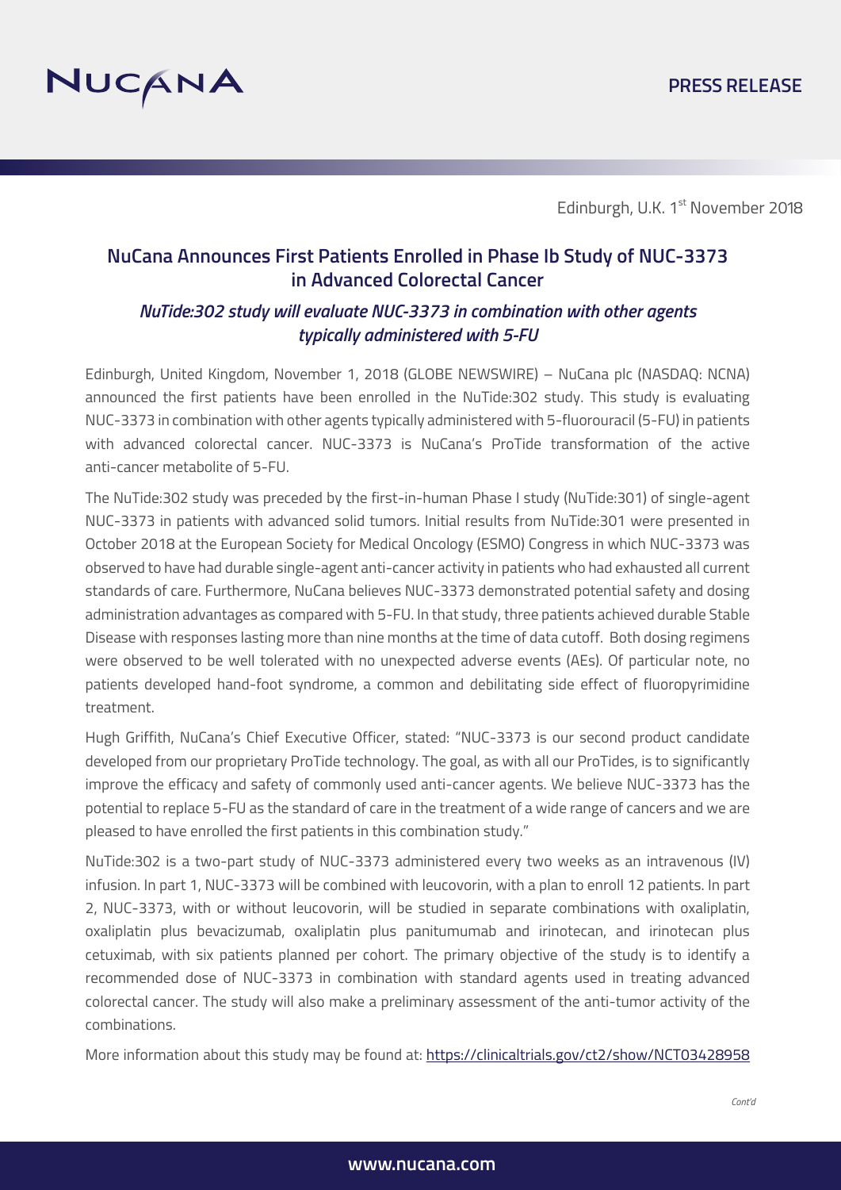NUCANA

PRESS RELEASE

Edinburgh, U.K. 1st November 2018

## NuCana Announces First Patients Enrolled in Phase Ib Study of NUC-3373 in Advanced Colorectal Cancer

### *NuTide:302 study will evaluate NUC-3373 in combination with other agents typically administered with 5-FU*

Edinburgh, United Kingdom, November 1, 2018 (GLOBE NEWSWIRE) – NuCana plc (NASDAQ: NCNA) announced the first patients have been enrolled in the NuTide:302 study. This study is evaluating NUC-3373 in combination with other agents typically administered with 5-fluorouracil (5-FU) in patients with advanced colorectal cancer. NUC-3373 is NuCana's ProTide transformation of the active anti-cancer metabolite of 5-FU.

The NuTide:302 study was preceded by the first-in-human Phase I study (NuTide:301) of single-agent NUC-3373 in patients with advanced solid tumors. Initial results from NuTide:301 were presented in October 2018 at the European Society for Medical Oncology (ESMO) Congress in which NUC-3373 was observed to have had durable single-agent anti-cancer activity in patients who had exhausted all current standards of care. Furthermore, NuCana believes NUC-3373 demonstrated potential safety and dosing administration advantages as compared with 5-FU. In that study, three patients achieved durable Stable Disease with responses lasting more than nine months at the time of data cutoff. Both dosing regimens were observed to be well tolerated with no unexpected adverse events (AEs). Of particular note, no patients developed hand-foot syndrome, a common and debilitating side effect of fluoropyrimidine treatment.

Hugh Griffith, NuCana's Chief Executive Officer, stated: "NUC-3373 is our second product candidate developed from our proprietary ProTide technology. The goal, as with all our ProTides, is to significantly improve the efficacy and safety of commonly used anti-cancer agents. We believe NUC-3373 has the potential to replace 5-FU as the standard of care in the treatment of a wide range of cancers and we are pleased to have enrolled the first patients in this combination study."

NuTide:302 is a two-part study of NUC-3373 administered every two weeks as an intravenous (IV) infusion. In part 1, NUC-3373 will be combined with leucovorin, with a plan to enroll 12 patients. In part 2, NUC-3373, with or without leucovorin, will be studied in separate combinations with oxaliplatin, oxaliplatin plus bevacizumab, oxaliplatin plus panitumumab and irinotecan, and irinotecan plus cetuximab, with six patients planned per cohort. The primary objective of the study is to identify a recommended dose of NUC-3373 in combination with standard agents used in treating advanced colorectal cancer. The study will also make a preliminary assessment of the anti-tumor activity of the combinations.

More information about this study may be found at: https://clinicaltrials.gov/ct2/show/NCT03428958

*Cont'd*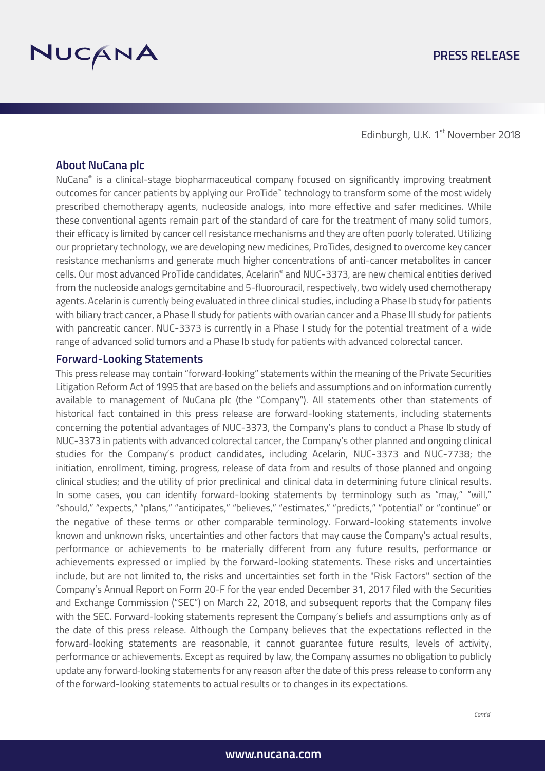Edinburgh, U.K. 1st November 2018

## About NuCana plc

NuCana® is a clinical-stage biopharmaceutical company focused on significantly improving treatment outcomes for cancer patients by applying our ProTide™ technology to transform some of the most widely prescribed chemotherapy agents, nucleoside analogs, into more effective and safer medicines. While these conventional agents remain part of the standard of care for the treatment of many solid tumors, their efficacy is limited by cancer cell resistance mechanisms and they are often poorly tolerated. Utilizing our proprietary technology, we are developing new medicines, ProTides, designed to overcome key cancer resistance mechanisms and generate much higher concentrations of anti-cancer metabolites in cancer cells. Our most advanced ProTide candidates, Acelarin® and NUC-3373, are new chemical entities derived from the nucleoside analogs gemcitabine and 5-fluorouracil, respectively, two widely used chemotherapy agents. Acelarin is currently being evaluated in three clinical studies, including a Phase Ib study for patients with biliary tract cancer, a Phase II study for patients with ovarian cancer and a Phase III study for patients with pancreatic cancer. NUC-3373 is currently in a Phase I study for the potential treatment of a wide range of advanced solid tumors and a Phase Ib study for patients with advanced colorectal cancer.

## Forward-Looking Statements

This press release may contain "forward-looking" statements within the meaning of the Private Securities Litigation Reform Act of 1995 that are based on the beliefs and assumptions and on information currently available to management of NuCana plc (the "Company"). All statements other than statements of historical fact contained in this press release are forward-looking statements, including statements concerning the potential advantages of NUC-3373, the Company's plans to conduct a Phase Ib study of NUC-3373 in patients with advanced colorectal cancer, the Company's other planned and ongoing clinical studies for the Company's product candidates, including Acelarin, NUC-3373 and NUC-7738; the initiation, enrollment, timing, progress, release of data from and results of those planned and ongoing clinical studies; and the utility of prior preclinical and clinical data in determining future clinical results. In some cases, you can identify forward-looking statements by terminology such as "may," "will," "should," "expects," "plans," "anticipates," "believes," "estimates," "predicts," "potential" or "continue" or the negative of these terms or other comparable terminology. Forward-looking statements involve known and unknown risks, uncertainties and other factors that may cause the Company's actual results, performance or achievements to be materially different from any future results, performance or achievements expressed or implied by the forward-looking statements. These risks and uncertainties include, but are not limited to, the risks and uncertainties set forth in the "Risk Factors" section of the Company's Annual Report on Form 20-F for the year ended December 31, 2017 filed with the Securities and Exchange Commission ("SEC") on March 22, 2018, and subsequent reports that the Company files with the SEC. Forward-looking statements represent the Company's beliefs and assumptions only as of the date of this press release. Although the Company believes that the expectations reflected in the forward-looking statements are reasonable, it cannot guarantee future results, levels of activity, performance or achievements. Except as required by law, the Company assumes no obligation to publicly update any forward-looking statements for any reason after the date of this press release to conform any of the forward-looking statements to actual results or to changes in its expectations.

*Cont'd*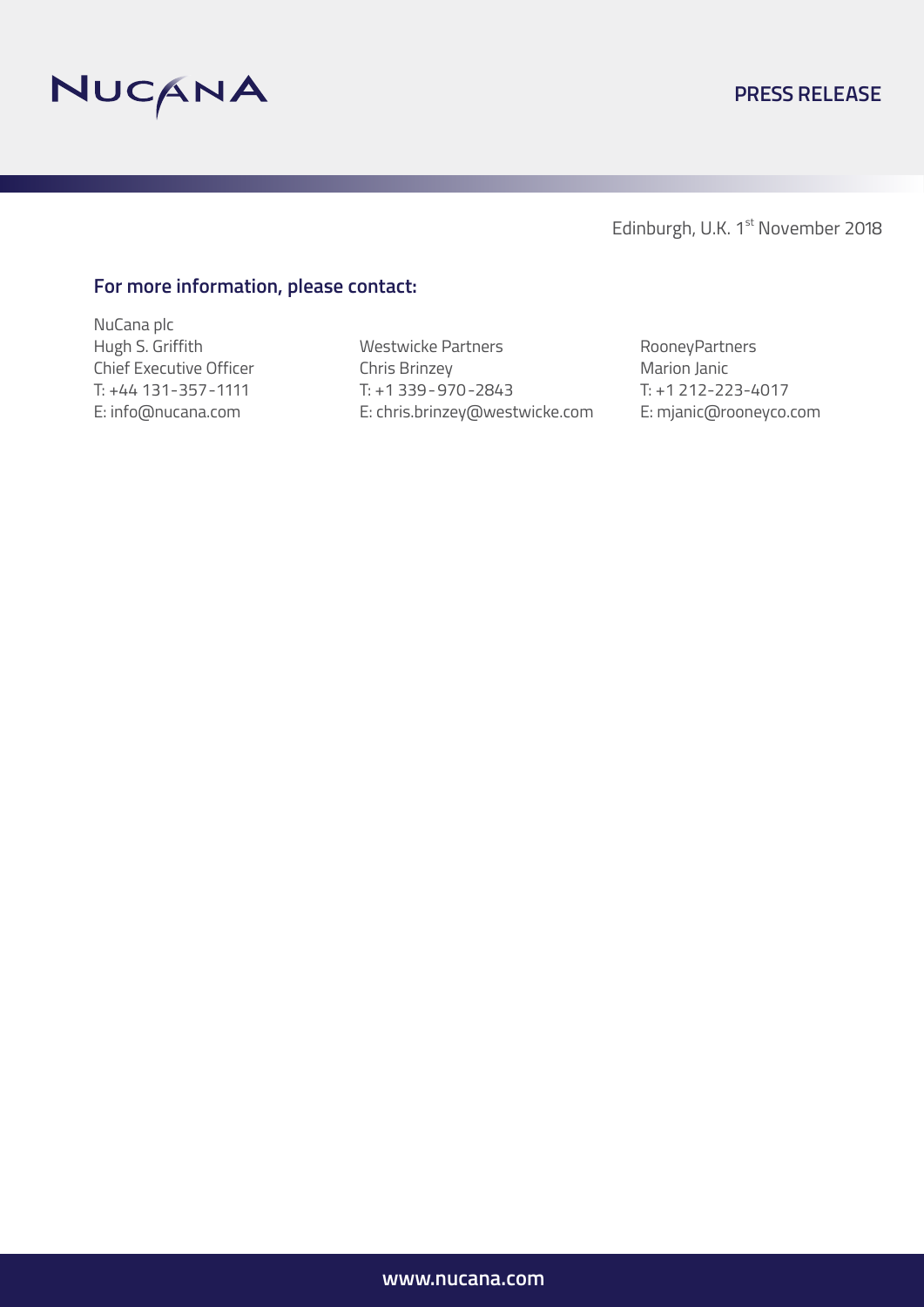Edinburgh, U.K. 1st November 2018

### For more information, please contact:

NuCana plc
Hugh S. Griffith
Chief Executive Officer
T: +44 131-357-1111
E: info@nucana.com

Westwicke Partners
Chris Brinzey
T: +1 339-970-2843
E: chris.brinzey@westwicke.com

RooneyPartners
Marion Janic
T: +1 212-223-4017
E: mjanic@rooneyco.com